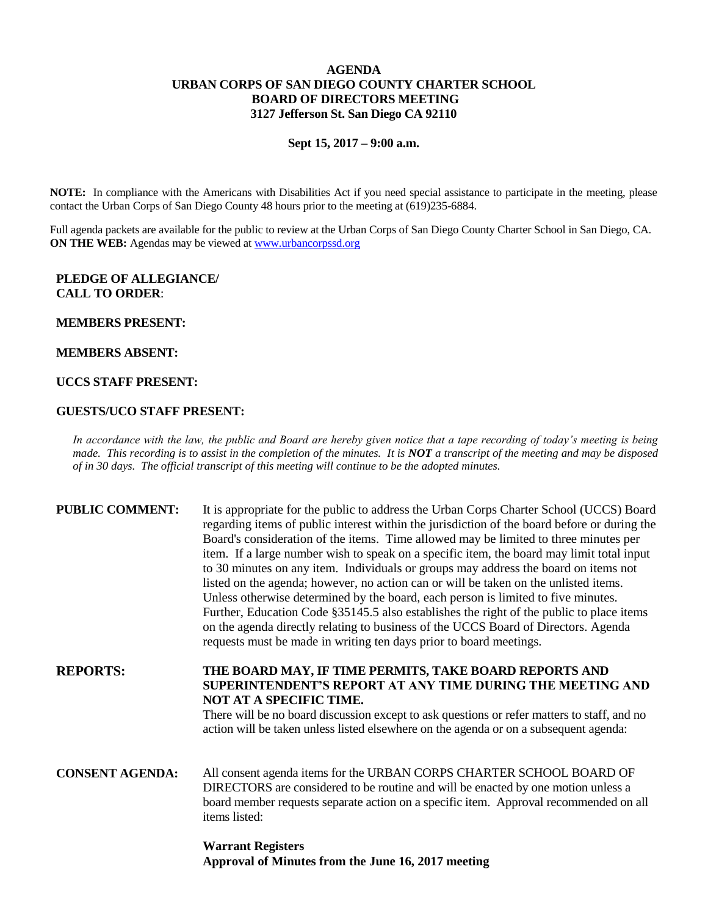# AGENDA
# URBAN CORPS OF SAN DIEGO COUNTY CHARTER SCHOOL
# BOARD OF DIRECTORS MEETING
# 3127 Jefferson St. San Diego CA 92110

**Sept 15, 2017 – 9:00 a.m.**

**NOTE:** In compliance with the Americans with Disabilities Act if you need special assistance to participate in the meeting, please contact the Urban Corps of San Diego County 48 hours prior to the meeting at (619)235-6884.

Full agenda packets are available for the public to review at the Urban Corps of San Diego County Charter School in San Diego, CA. **ON THE WEB:** Agendas may be viewed at www.urbancorpssd.org

**PLEDGE OF ALLEGIANCE/ CALL TO ORDER**:

**MEMBERS PRESENT:**

**MEMBERS ABSENT:**

**UCCS STAFF PRESENT:**

**GUESTS/UCO STAFF PRESENT:**

*In accordance with the law, the public and Board are hereby given notice that a tape recording of today's meeting is being made. This recording is to assist in the completion of the minutes. It is **NOT** a transcript of the meeting and may be disposed of in 30 days. The official transcript of this meeting will continue to be the adopted minutes.*

**PUBLIC COMMENT:** It is appropriate for the public to address the Urban Corps Charter School (UCCS) Board regarding items of public interest within the jurisdiction of the board before or during the Board's consideration of the items. Time allowed may be limited to three minutes per item. If a large number wish to speak on a specific item, the board may limit total input to 30 minutes on any item. Individuals or groups may address the board on items not listed on the agenda; however, no action can or will be taken on the unlisted items. Unless otherwise determined by the board, each person is limited to five minutes. Further, Education Code §35145.5 also establishes the right of the public to place items on the agenda directly relating to business of the UCCS Board of Directors. Agenda requests must be made in writing ten days prior to board meetings.

**REPORTS:** **THE BOARD MAY, IF TIME PERMITS, TAKE BOARD REPORTS AND SUPERINTENDENT'S REPORT AT ANY TIME DURING THE MEETING AND NOT AT A SPECIFIC TIME.**
There will be no board discussion except to ask questions or refer matters to staff, and no action will be taken unless listed elsewhere on the agenda or on a subsequent agenda:

**CONSENT AGENDA:** All consent agenda items for the URBAN CORPS CHARTER SCHOOL BOARD OF DIRECTORS are considered to be routine and will be enacted by one motion unless a board member requests separate action on a specific item. Approval recommended on all items listed:

**Warrant Registers**
**Approval of Minutes from the June 16, 2017 meeting**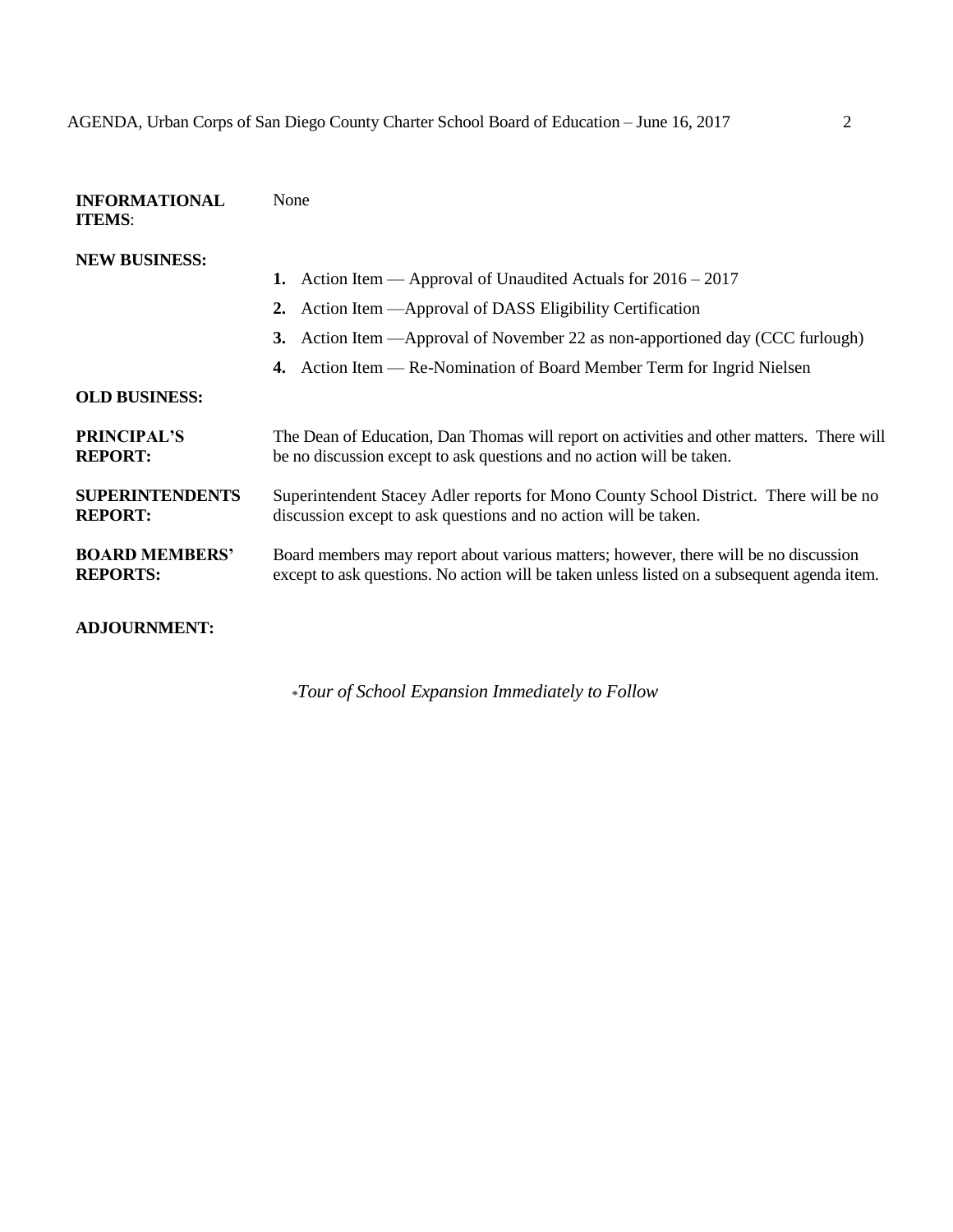**INFORMATIONAL ITEMS**: None

**NEW BUSINESS:**

1. Action Item — Approval of Unaudited Actuals for 2016 – 2017
2. Action Item —Approval of DASS Eligibility Certification
3. Action Item —Approval of November 22 as non-apportioned day (CCC furlough)
4. Action Item — Re-Nomination of Board Member Term for Ingrid Nielsen

**OLD BUSINESS:**

**PRINCIPAL'S REPORT:** The Dean of Education, Dan Thomas will report on activities and other matters. There will be no discussion except to ask questions and no action will be taken.

**SUPERINTENDENTS REPORT:** Superintendent Stacey Adler reports for Mono County School District. There will be no discussion except to ask questions and no action will be taken.

**BOARD MEMBERS' REPORTS:** Board members may report about various matters; however, there will be no discussion except to ask questions. No action will be taken unless listed on a subsequent agenda item.

**ADJOURNMENT:**

*\*Tour of School Expansion Immediately to Follow*